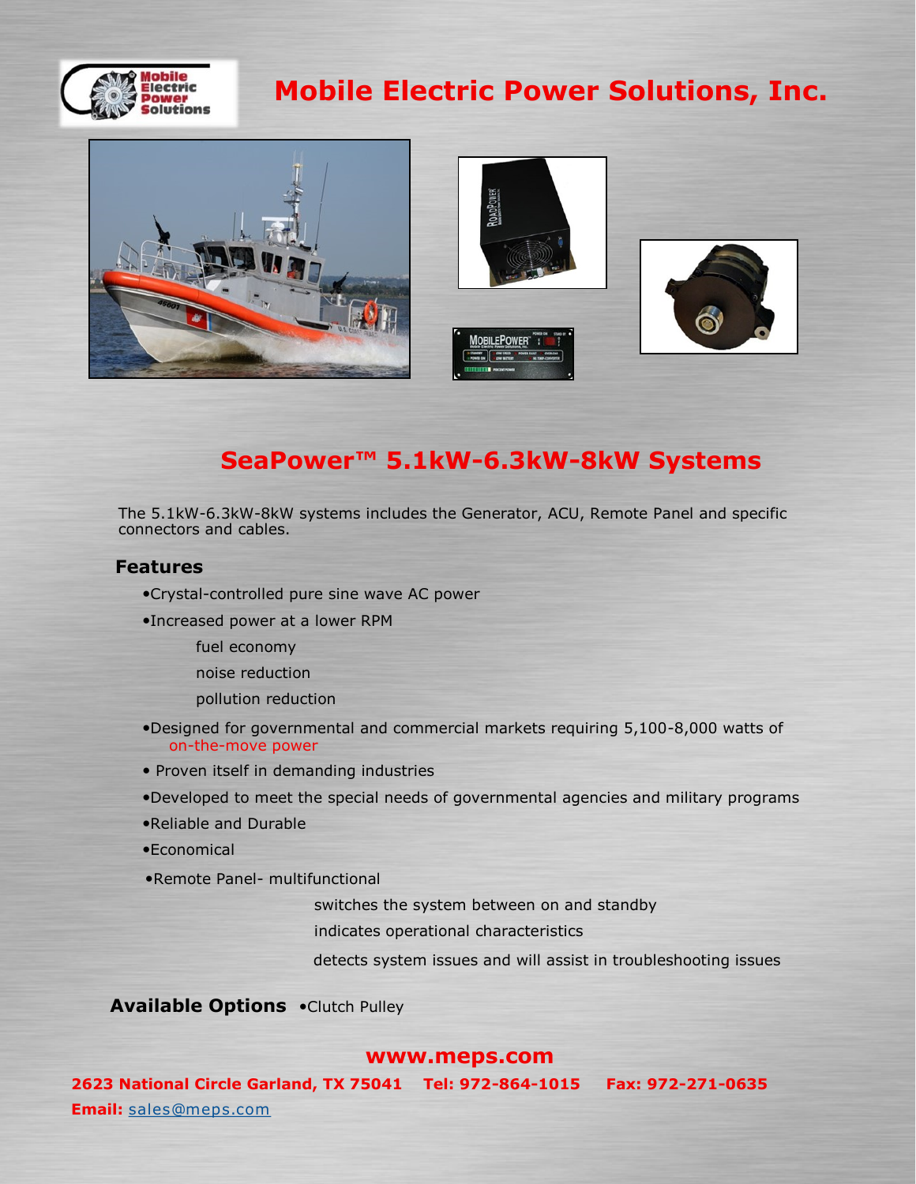# Mobile Electric Power Solutions, Inc.

## SeaPower™ 5.1kW-6.3kW-8kW Systems

The 5.1kW-6.3kW-8kW systems includes the Generator, ACU, Remote Panel and specific connectors and cables.

### Features

- Crystal-controlled pure sine wave AC power
- Increased power at a lower RPM
  - fuel economy
  - noise reduction
  - pollution reduction
- Designed for governmental and commercial markets requiring 5,100-8,000 watts of on-the-move power
- Proven itself in demanding industries
- Developed to meet the special needs of governmental agencies and military programs
- Reliable and Durable
- Economical
- Remote Panel- multifunctional
  - switches the system between on and standby
  - indicates operational characteristics
  - detects system issues and will assist in troubleshooting issues

**Available Options** •Clutch Pulley

**www.meps.com**

**2623 National Circle Garland, TX 75041 Tel: 972-864-1015 Fax: 972-271-0635**

**Email:** sales@meps.com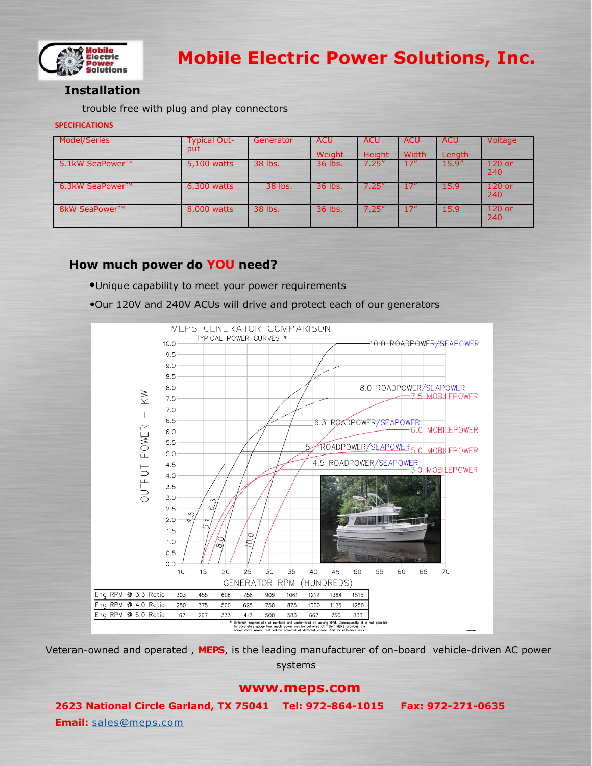# Mobile Electric Power Solutions, Inc.

## Installation

trouble free with plug and play connectors

**SPECIFICATIONS**

| Model/Series | Typical Output | Generator | ACU Weight | ACU Height | ACU Width | ACU Length | Voltage |
|---|---|---|---|---|---|---|---|
| 5.1kW SeaPower™ | 5,100 watts | 38 lbs. | 36 lbs. | 7.25″ | 17″ | 15.9″ | 120 or 240 |
| 6.3kW SeaPower™ | 6,300 watts | 38 lbs. | 36 lbs. | 7.25″ | 17″ | 15.9 | 120 or 240 |
| 8kW SeaPower™ | 8,000 watts | 38 lbs. | 36 lbs. | 7.25″ | 17″ | 15.9 | 120 or 240 |

## How much power do YOU need?

- Unique capability to meet your power requirements
- Our 120V and 240V ACUs will drive and protect each of our generators

MEPS GENERATOR COMPARISON

TYPICAL POWER CURVES *

OUTPUT POWER – KW

GENERATOR RPM (HUNDREDS)

10.0 ROADPOWER/SEAPOWER
8.0 ROADPOWER/SEAPOWER
7.5 MOBILEPOWER
6.3 ROADPOWER/SEAPOWER
6.0 MOBILEPOWER
5.1 ROADPOWER/SEAPOWER
5.0 MOBILEPOWER
4.5 ROADPOWER/SEAPOWER
3.0 MOBILEPOWER

10 15 20 25 30 35 40 45 50 55 60 65 70

Eng RPM @ 3.3 Ratio 303 455 606 758 909 1061 1212 1364 1515
Eng RPM @ 4.0 Ratio 250 375 500 625 750 875 1000 1125 1250
Eng RPM @ 6.0 Ratio 167 267 333 417 500 583 667 750 833

* Different engines idle at no-load and under-load at varying RPM. Consequently, it is not possible to accurately gauge how much power can be delivered at "idle." MEPS provides the approximate power that will be provided at different engine RPM for reference only.

Veteran-owned and operated , **MEPS**, is the leading manufacturer of on-board vehicle-driven AC power systems.

**www.meps.com**

**2623 National Circle Garland, TX 75041 Tel: 972-864-1015 Fax: 972-271-0635**

**Email:** sales@meps.com